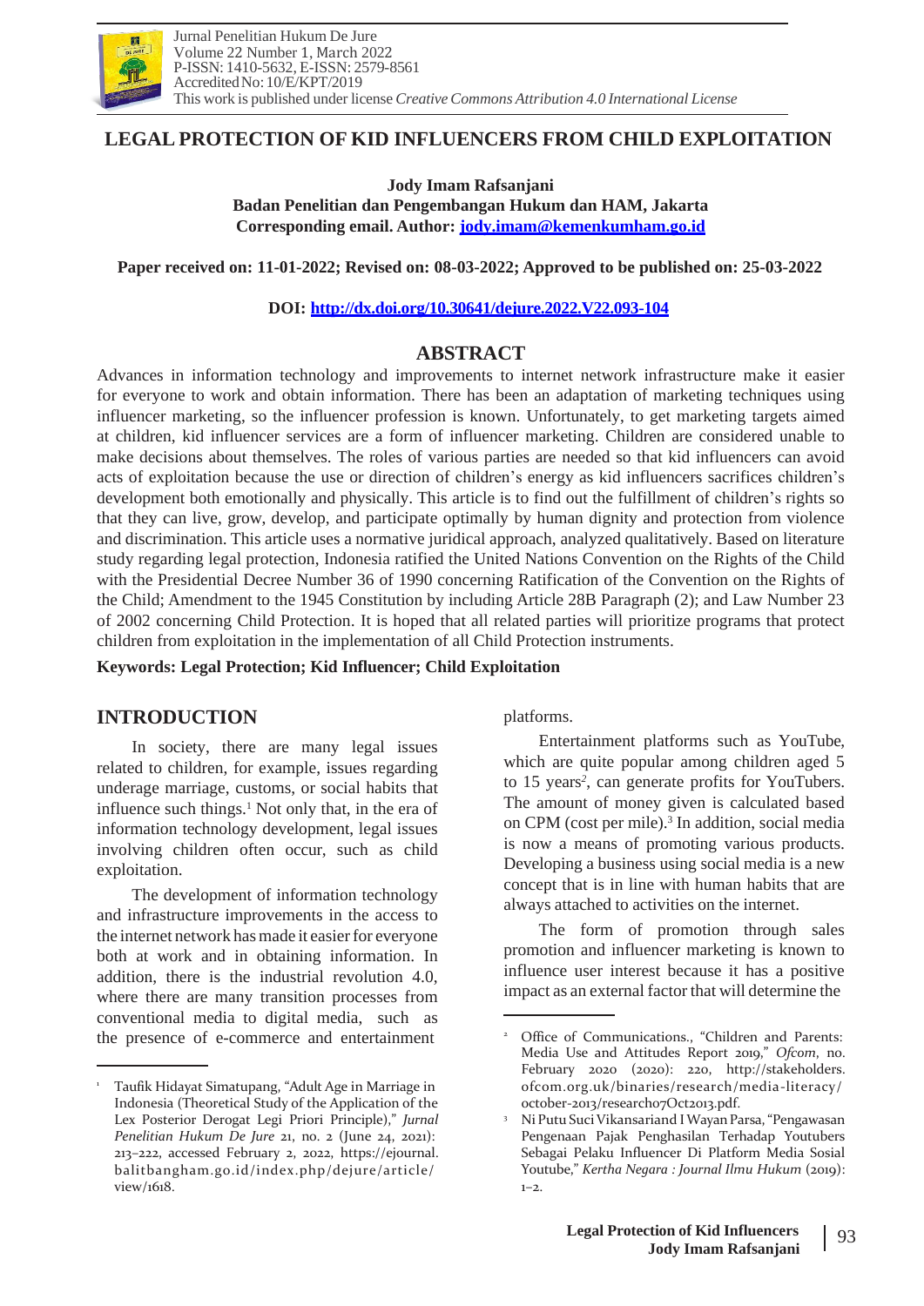# LEGAL PROTECTION OF KID INFLUENCERS FROM CHILD EXPLOITATION

**Jody Imam Rafsanjani**
**Badan Penelitian dan Pengembangan Hukum dan HAM, Jakarta**
**Corresponding email. Author: jody.imam@kemenkumham.go.id**

**Paper received on: 11-01-2022; Revised on: 08-03-2022; Approved to be published on: 25-03-2022**

**DOI: http://dx.doi.org/10.30641/dejure.2022.V22.093-104**

## ABSTRACT

Advances in information technology and improvements to internet network infrastructure make it easier for everyone to work and obtain information. There has been an adaptation of marketing techniques using influencer marketing, so the influencer profession is known. Unfortunately, to get marketing targets aimed at children, kid influencer services are a form of influencer marketing. Children are considered unable to make decisions about themselves. The roles of various parties are needed so that kid influencers can avoid acts of exploitation because the use or direction of children's energy as kid influencers sacrifices children's development both emotionally and physically. This article is to find out the fulfillment of children's rights so that they can live, grow, develop, and participate optimally by human dignity and protection from violence and discrimination. This article uses a normative juridical approach, analyzed qualitatively. Based on literature study regarding legal protection, Indonesia ratified the United Nations Convention on the Rights of the Child with the Presidential Decree Number 36 of 1990 concerning Ratification of the Convention on the Rights of the Child; Amendment to the 1945 Constitution by including Article 28B Paragraph (2); and Law Number 23 of 2002 concerning Child Protection. It is hoped that all related parties will prioritize programs that protect children from exploitation in the implementation of all Child Protection instruments.

**Keywords: Legal Protection; Kid Influencer; Child Exploitation**

## INTRODUCTION

In society, there are many legal issues related to children, for example, issues regarding underage marriage, customs, or social habits that influence such things.[1] Not only that, in the era of information technology development, legal issues involving children often occur, such as child exploitation.

The development of information technology and infrastructure improvements in the access to the internet network has made it easier for everyone both at work and in obtaining information. In addition, there is the industrial revolution 4.0, where there are many transition processes from conventional media to digital media, such as the presence of e-commerce and entertainment platforms.

Entertainment platforms such as YouTube, which are quite popular among children aged 5 to 15 years[2], can generate profits for YouTubers. The amount of money given is calculated based on CPM (cost per mile).[3] In addition, social media is now a means of promoting various products. Developing a business using social media is a new concept that is in line with human habits that are always attached to activities on the internet.

The form of promotion through sales promotion and influencer marketing is known to influence user interest because it has a positive impact as an external factor that will determine the

---

[1] Taufik Hidayat Simatupang, "Adult Age in Marriage in Indonesia (Theoretical Study of the Application of the Lex Posterior Derogat Legi Priori Principle)," *Jurnal Penelitian Hukum De Jure* 21, no. 2 (June 24, 2021): 213–222, accessed February 2, 2022, https://ejournal.balitbangham.go.id/index.php/dejure/article/view/1618.

[2] Office of Communications., "Children and Parents: Media Use and Attitudes Report 2019," *Ofcom*, no. February 2020 (2020): 220, http://stakeholders.ofcom.org.uk/binaries/research/media-literacy/october-2013/research07Oct2013.pdf.

[3] Ni Putu Suci Vikansariand I Wayan Parsa, "Pengawasan Pengenaan Pajak Penghasilan Terhadap Youtubers Sebagai Pelaku Influencer Di Platform Media Sosial Youtube," *Kertha Negara : Journal Ilmu Hukum* (2019): 1–2.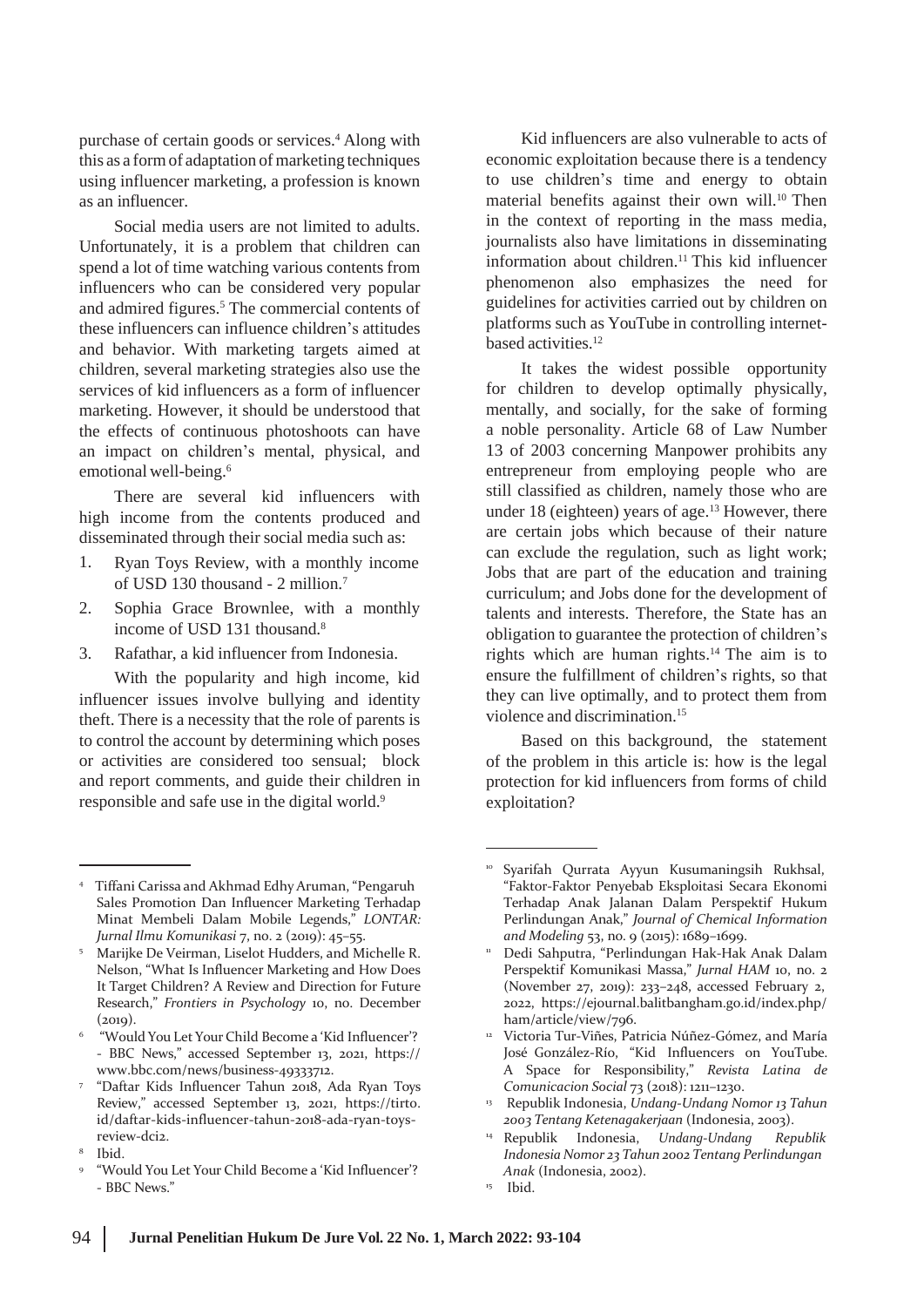purchase of certain goods or services.[4] Along with this as a form of adaptation of marketing techniques using influencer marketing, a profession is known as an influencer.

Social media users are not limited to adults. Unfortunately, it is a problem that children can spend a lot of time watching various contents from influencers who can be considered very popular and admired figures.[5] The commercial contents of these influencers can influence children's attitudes and behavior. With marketing targets aimed at children, several marketing strategies also use the services of kid influencers as a form of influencer marketing. However, it should be understood that the effects of continuous photoshoots can have an impact on children's mental, physical, and emotional well-being.[6]

There are several kid influencers with high income from the contents produced and disseminated through their social media such as:

1. Ryan Toys Review, with a monthly income of USD 130 thousand - 2 million.[7]
2. Sophia Grace Brownlee, with a monthly income of USD 131 thousand.[8]
3. Rafathar, a kid influencer from Indonesia.

With the popularity and high income, kid influencer issues involve bullying and identity theft. There is a necessity that the role of parents is to control the account by determining which poses or activities are considered too sensual; block and report comments, and guide their children in responsible and safe use in the digital world.[9]

Kid influencers are also vulnerable to acts of economic exploitation because there is a tendency to use children's time and energy to obtain material benefits against their own will.[10] Then in the context of reporting in the mass media, journalists also have limitations in disseminating information about children.[11] This kid influencer phenomenon also emphasizes the need for guidelines for activities carried out by children on platforms such as YouTube in controlling internet-based activities.[12]

It takes the widest possible opportunity for children to develop optimally physically, mentally, and socially, for the sake of forming a noble personality. Article 68 of Law Number 13 of 2003 concerning Manpower prohibits any entrepreneur from employing people who are still classified as children, namely those who are under 18 (eighteen) years of age.[13] However, there are certain jobs which because of their nature can exclude the regulation, such as light work; Jobs that are part of the education and training curriculum; and Jobs done for the development of talents and interests. Therefore, the State has an obligation to guarantee the protection of children's rights which are human rights.[14] The aim is to ensure the fulfillment of children's rights, so that they can live optimally, and to protect them from violence and discrimination.[15]

Based on this background, the statement of the problem in this article is: how is the legal protection for kid influencers from forms of child exploitation?

---

[4] Tiffani Carissa and Akhmad Edhy Aruman, "Pengaruh Sales Promotion Dan Influencer Marketing Terhadap Minat Membeli Dalam Mobile Legends," *LONTAR: Jurnal Ilmu Komunikasi* 7, no. 2 (2019): 45–55.

[5] Marijke De Veirman, Liselot Hudders, and Michelle R. Nelson, "What Is Influencer Marketing and How Does It Target Children? A Review and Direction for Future Research," *Frontiers in Psychology* 10, no. December (2019).

[6] "Would You Let Your Child Become a 'Kid Influencer'? - BBC News," accessed September 13, 2021, https://www.bbc.com/news/business-49333712.

[7] "Daftar Kids Influencer Tahun 2018, Ada Ryan Toys Review," accessed September 13, 2021, https://tirto.id/daftar-kids-influencer-tahun-2018-ada-ryan-toys-review-dci2.

[8] Ibid.

[9] "Would You Let Your Child Become a 'Kid Influencer'? - BBC News."

[10] Syarifah Qurrata Ayyun Kusumaningsih Rukhsal, "Faktor-Faktor Penyebab Eksploitasi Secara Ekonomi Terhadap Anak Jalanan Dalam Perspektif Hukum Perlindungan Anak," *Journal of Chemical Information and Modeling* 53, no. 9 (2015): 1689–1699.

[11] Dedi Sahputra, "Perlindungan Hak-Hak Anak Dalam Perspektif Komunikasi Massa," *Jurnal HAM* 10, no. 2 (November 27, 2019): 233–248, accessed February 2, 2022, https://ejournal.balitbangham.go.id/index.php/ham/article/view/796.

[12] Victoria Tur-Viñes, Patricia Núñez-Gómez, and María José González-Río, "Kid Influencers on YouTube. A Space for Responsibility," *Revista Latina de Comunicacion Social* 73 (2018): 1211–1230.

[13] Republik Indonesia, *Undang-Undang Nomor 13 Tahun 2003 Tentang Ketenagakerjaan* (Indonesia, 2003).

[14] Republik Indonesia, *Undang-Undang Republik Indonesia Nomor 23 Tahun 2002 Tentang Perlindungan Anak* (Indonesia, 2002).

[15] Ibid.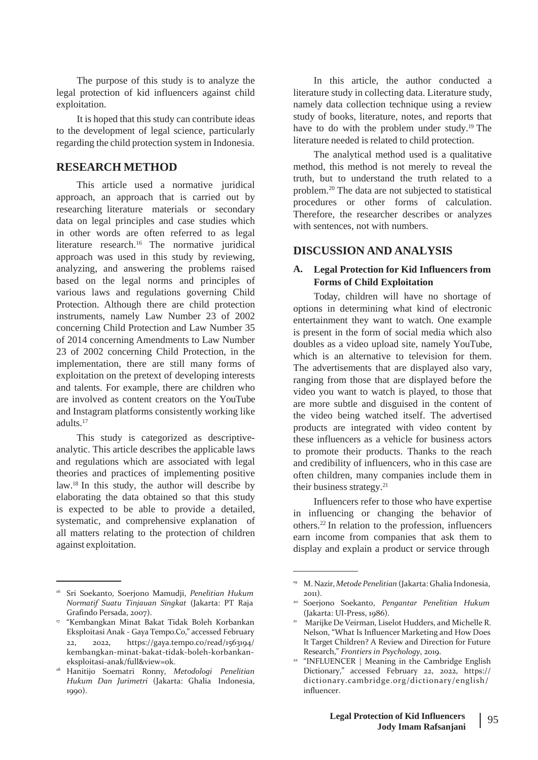The purpose of this study is to analyze the legal protection of kid influencers against child exploitation.

It is hoped that this study can contribute ideas to the development of legal science, particularly regarding the child protection system in Indonesia.

## RESEARCH METHOD

This article used a normative juridical approach, an approach that is carried out by researching literature materials or secondary data on legal principles and case studies which in other words are often referred to as legal literature research.[16] The normative juridical approach was used in this study by reviewing, analyzing, and answering the problems raised based on the legal norms and principles of various laws and regulations governing Child Protection. Although there are child protection instruments, namely Law Number 23 of 2002 concerning Child Protection and Law Number 35 of 2014 concerning Amendments to Law Number 23 of 2002 concerning Child Protection, in the implementation, there are still many forms of exploitation on the pretext of developing interests and talents. For example, there are children who are involved as content creators on the YouTube and Instagram platforms consistently working like adults.[17]

This study is categorized as descriptive-analytic. This article describes the applicable laws and regulations which are associated with legal theories and practices of implementing positive law.[18] In this study, the author will describe by elaborating the data obtained so that this study is expected to be able to provide a detailed, systematic, and comprehensive explanation of all matters relating to the protection of children against exploitation.

In this article, the author conducted a literature study in collecting data. Literature study, namely data collection technique using a review study of books, literature, notes, and reports that have to do with the problem under study.[19] The literature needed is related to child protection.

The analytical method used is a qualitative method, this method is not merely to reveal the truth, but to understand the truth related to a problem.[20] The data are not subjected to statistical procedures or other forms of calculation. Therefore, the researcher describes or analyzes with sentences, not with numbers.

## DISCUSSION AND ANALYSIS

### A. Legal Protection for Kid Influencers from Forms of Child Exploitation

Today, children will have no shortage of options in determining what kind of electronic entertainment they want to watch. One example is present in the form of social media which also doubles as a video upload site, namely YouTube, which is an alternative to television for them. The advertisements that are displayed also vary, ranging from those that are displayed before the video you want to watch is played, to those that are more subtle and disguised in the content of the video being watched itself. The advertised products are integrated with video content by these influencers as a vehicle for business actors to promote their products. Thanks to the reach and credibility of influencers, who in this case are often children, many companies include them in their business strategy.[21]

Influencers refer to those who have expertise in influencing or changing the behavior of others.[22] In relation to the profession, influencers earn income from companies that ask them to display and explain a product or service through

---

[16] Sri Soekanto, Soerjono Mamudji, *Penelitian Hukum Normatif Suatu Tinjauan Singkat* (Jakarta: PT Raja Grafindo Persada, 2007).

[17] "Kembangkan Minat Bakat Tidak Boleh Korbankan Eksploitasi Anak - Gaya Tempo.Co," accessed February 22, 2022, https://gaya.tempo.co/read/1563194/kembangkan-minat-bakat-tidak-boleh-korbankan-eksploitasi-anak/full&view=ok.

[18] Hanitijo Soematri Ronny, *Metodologi Penelitian Hukum Dan Jurimetri* (Jakarta: Ghalia Indonesia, 1990).

[19] M. Nazir, *Metode Penelitian* (Jakarta: Ghalia Indonesia, 2011).

[20] Soerjono Soekanto, *Pengantar Penelitian Hukum* (Jakarta: UI-Press, 1986).

[21] Marijke De Veirman, Liselot Hudders, and Michelle R. Nelson, "What Is Influencer Marketing and How Does It Target Children? A Review and Direction for Future Research," *Frontiers in Psychology*, 2019.

[22] "INFLUENCER | Meaning in the Cambridge English Dictionary," accessed February 22, 2022, https://dictionary.cambridge.org/dictionary/english/influencer.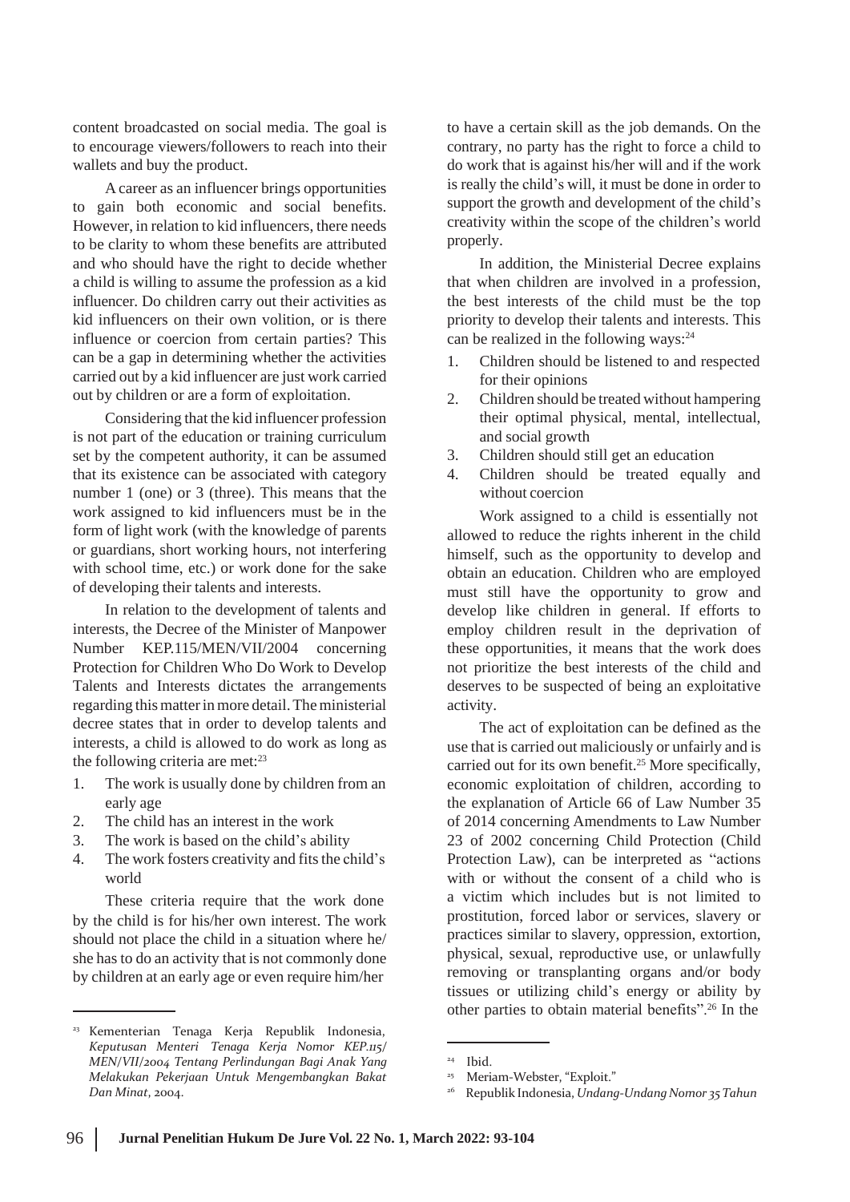content broadcasted on social media. The goal is to encourage viewers/followers to reach into their wallets and buy the product.

A career as an influencer brings opportunities to gain both economic and social benefits. However, in relation to kid influencers, there needs to be clarity to whom these benefits are attributed and who should have the right to decide whether a child is willing to assume the profession as a kid influencer. Do children carry out their activities as kid influencers on their own volition, or is there influence or coercion from certain parties? This can be a gap in determining whether the activities carried out by a kid influencer are just work carried out by children or are a form of exploitation.

Considering that the kid influencer profession is not part of the education or training curriculum set by the competent authority, it can be assumed that its existence can be associated with category number 1 (one) or 3 (three). This means that the work assigned to kid influencers must be in the form of light work (with the knowledge of parents or guardians, short working hours, not interfering with school time, etc.) or work done for the sake of developing their talents and interests.

In relation to the development of talents and interests, the Decree of the Minister of Manpower Number KEP.115/MEN/VII/2004 concerning Protection for Children Who Do Work to Develop Talents and Interests dictates the arrangements regarding this matter in more detail. The ministerial decree states that in order to develop talents and interests, a child is allowed to do work as long as the following criteria are met:[23]

1. The work is usually done by children from an early age
2. The child has an interest in the work
3. The work is based on the child's ability
4. The work fosters creativity and fits the child's world

These criteria require that the work done by the child is for his/her own interest. The work should not place the child in a situation where he/she has to do an activity that is not commonly done by children at an early age or even require him/her to have a certain skill as the job demands. On the contrary, no party has the right to force a child to do work that is against his/her will and if the work is really the child's will, it must be done in order to support the growth and development of the child's creativity within the scope of the children's world properly.

In addition, the Ministerial Decree explains that when children are involved in a profession, the best interests of the child must be the top priority to develop their talents and interests. This can be realized in the following ways:[24]

1. Children should be listened to and respected for their opinions
2. Children should be treated without hampering their optimal physical, mental, intellectual, and social growth
3. Children should still get an education
4. Children should be treated equally and without coercion

Work assigned to a child is essentially not allowed to reduce the rights inherent in the child himself, such as the opportunity to develop and obtain an education. Children who are employed must still have the opportunity to grow and develop like children in general. If efforts to employ children result in the deprivation of these opportunities, it means that the work does not prioritize the best interests of the child and deserves to be suspected of being an exploitative activity.

The act of exploitation can be defined as the use that is carried out maliciously or unfairly and is carried out for its own benefit.[25] More specifically, economic exploitation of children, according to the explanation of Article 66 of Law Number 35 of 2014 concerning Amendments to Law Number 23 of 2002 concerning Child Protection (Child Protection Law), can be interpreted as "actions with or without the consent of a child who is a victim which includes but is not limited to prostitution, forced labor or services, slavery or practices similar to slavery, oppression, extortion, physical, sexual, reproductive use, or unlawfully removing or transplanting organs and/or body tissues or utilizing child's energy or ability by other parties to obtain material benefits".[26] In the

---

[23] Kementerian Tenaga Kerja Republik Indonesia, *Keputusan Menteri Tenaga Kerja Nomor KEP.115/MEN/VII/2004 Tentang Perlindungan Bagi Anak Yang Melakukan Pekerjaan Untuk Mengembangkan Bakat Dan Minat*, 2004.

[24] Ibid.

[25] Meriam-Webster, "Exploit."

[26] Republik Indonesia, *Undang-Undang Nomor 35 Tahun*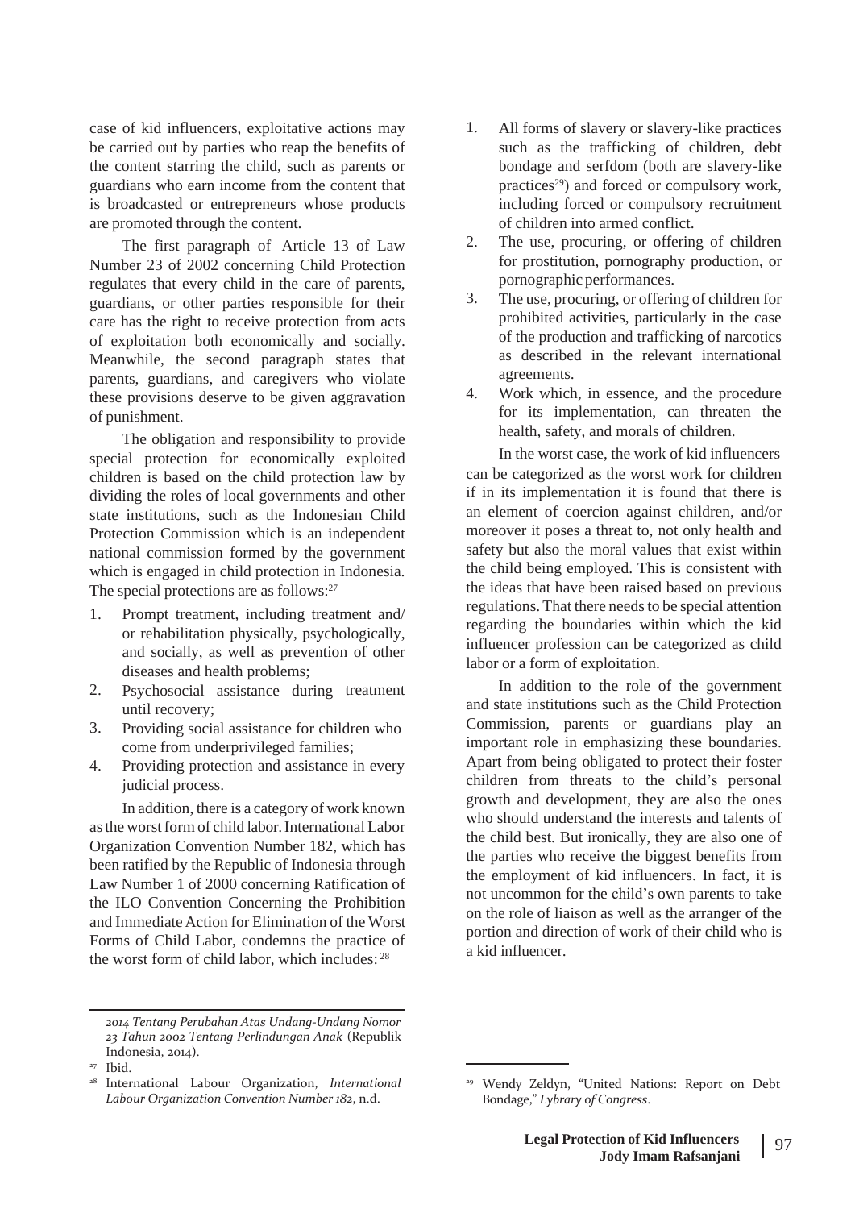case of kid influencers, exploitative actions may be carried out by parties who reap the benefits of the content starring the child, such as parents or guardians who earn income from the content that is broadcasted or entrepreneurs whose products are promoted through the content.

The first paragraph of Article 13 of Law Number 23 of 2002 concerning Child Protection regulates that every child in the care of parents, guardians, or other parties responsible for their care has the right to receive protection from acts of exploitation both economically and socially. Meanwhile, the second paragraph states that parents, guardians, and caregivers who violate these provisions deserve to be given aggravation of punishment.

The obligation and responsibility to provide special protection for economically exploited children is based on the child protection law by dividing the roles of local governments and other state institutions, such as the Indonesian Child Protection Commission which is an independent national commission formed by the government which is engaged in child protection in Indonesia. The special protections are as follows:[27]

1. Prompt treatment, including treatment and/or rehabilitation physically, psychologically, and socially, as well as prevention of other diseases and health problems;
2. Psychosocial assistance during treatment until recovery;
3. Providing social assistance for children who come from underprivileged families;
4. Providing protection and assistance in every judicial process.

In addition, there is a category of work known as the worst form of child labor. International Labor Organization Convention Number 182, which has been ratified by the Republic of Indonesia through Law Number 1 of 2000 concerning Ratification of the ILO Convention Concerning the Prohibition and Immediate Action for Elimination of the Worst Forms of Child Labor, condemns the practice of the worst form of child labor, which includes: [28]

1. All forms of slavery or slavery-like practices such as the trafficking of children, debt bondage and serfdom (both are slavery-like practices[29]) and forced or compulsory work, including forced or compulsory recruitment of children into armed conflict.
2. The use, procuring, or offering of children for prostitution, pornography production, or pornographic performances.
3. The use, procuring, or offering of children for prohibited activities, particularly in the case of the production and trafficking of narcotics as described in the relevant international agreements.
4. Work which, in essence, and the procedure for its implementation, can threaten the health, safety, and morals of children.

In the worst case, the work of kid influencers can be categorized as the worst work for children if in its implementation it is found that there is an element of coercion against children, and/or moreover it poses a threat to, not only health and safety but also the moral values that exist within the child being employed. This is consistent with the ideas that have been raised based on previous regulations. That there needs to be special attention regarding the boundaries within which the kid influencer profession can be categorized as child labor or a form of exploitation.

In addition to the role of the government and state institutions such as the Child Protection Commission, parents or guardians play an important role in emphasizing these boundaries. Apart from being obligated to protect their foster children from threats to the child's personal growth and development, they are also the ones who should understand the interests and talents of the child best. But ironically, they are also one of the parties who receive the biggest benefits from the employment of kid influencers. In fact, it is not uncommon for the child's own parents to take on the role of liaison as well as the arranger of the portion and direction of work of their child who is a kid influencer.

---

*2014 Tentang Perubahan Atas Undang-Undang Nomor 23 Tahun 2002 Tentang Perlindungan Anak* (Republik Indonesia, 2014).

[27] Ibid.

[28] International Labour Organization, *International Labour Organization Convention Number 182*, n.d.

[29] Wendy Zeldyn, "United Nations: Report on Debt Bondage," *Lybrary of Congress*.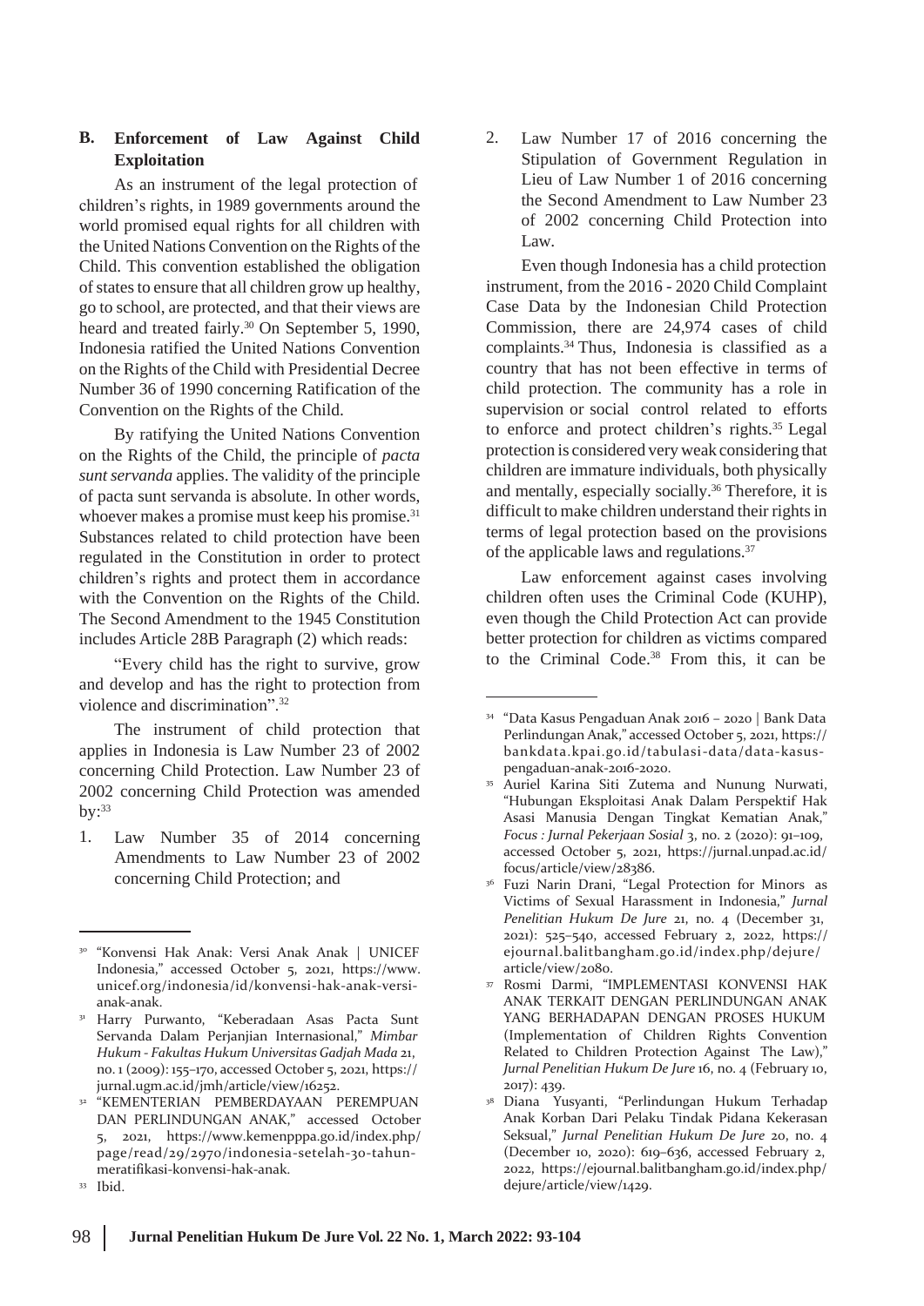## B. Enforcement of Law Against Child Exploitation

As an instrument of the legal protection of children's rights, in 1989 governments around the world promised equal rights for all children with the United Nations Convention on the Rights of the Child. This convention established the obligation of states to ensure that all children grow up healthy, go to school, are protected, and that their views are heard and treated fairly.[30] On September 5, 1990, Indonesia ratified the United Nations Convention on the Rights of the Child with Presidential Decree Number 36 of 1990 concerning Ratification of the Convention on the Rights of the Child.

By ratifying the United Nations Convention on the Rights of the Child, the principle of *pacta sunt servanda* applies. The validity of the principle of pacta sunt servanda is absolute. In other words, whoever makes a promise must keep his promise.[31] Substances related to child protection have been regulated in the Constitution in order to protect children's rights and protect them in accordance with the Convention on the Rights of the Child. The Second Amendment to the 1945 Constitution includes Article 28B Paragraph (2) which reads:

"Every child has the right to survive, grow and develop and has the right to protection from violence and discrimination".[32]

The instrument of child protection that applies in Indonesia is Law Number 23 of 2002 concerning Child Protection. Law Number 23 of 2002 concerning Child Protection was amended by:[33]

1. Law Number 35 of 2014 concerning Amendments to Law Number 23 of 2002 concerning Child Protection; and
2. Law Number 17 of 2016 concerning the Stipulation of Government Regulation in Lieu of Law Number 1 of 2016 concerning the Second Amendment to Law Number 23 of 2002 concerning Child Protection into Law.

Even though Indonesia has a child protection instrument, from the 2016 - 2020 Child Complaint Case Data by the Indonesian Child Protection Commission, there are 24,974 cases of child complaints.[34] Thus, Indonesia is classified as a country that has not been effective in terms of child protection. The community has a role in supervision or social control related to efforts to enforce and protect children's rights.[35] Legal protection is considered very weak considering that children are immature individuals, both physically and mentally, especially socially.[36] Therefore, it is difficult to make children understand their rights in terms of legal protection based on the provisions of the applicable laws and regulations.[37]

Law enforcement against cases involving children often uses the Criminal Code (KUHP), even though the Child Protection Act can provide better protection for children as victims compared to the Criminal Code.[38] From this, it can be

---

[30] "Konvensi Hak Anak: Versi Anak Anak | UNICEF Indonesia," accessed October 5, 2021, https://www.unicef.org/indonesia/id/konvensi-hak-anak-versi-anak-anak.

[31] Harry Purwanto, "Keberadaan Asas Pacta Sunt Servanda Dalam Perjanjian Internasional," *Mimbar Hukum - Fakultas Hukum Universitas Gadjah Mada* 21, no. 1 (2009): 155–170, accessed October 5, 2021, https://jurnal.ugm.ac.id/jmh/article/view/16252.

[32] "KEMENTERIAN PEMBERDAYAAN PEREMPUAN DAN PERLINDUNGAN ANAK," accessed October 5, 2021, https://www.kemenpppa.go.id/index.php/page/read/29/2970/indonesia-setelah-30-tahun-meratifikasi-konvensi-hak-anak.

[33] Ibid.

[34] "Data Kasus Pengaduan Anak 2016 – 2020 | Bank Data Perlindungan Anak," accessed October 5, 2021, https://bankdata.kpai.go.id/tabulasi-data/data-kasus-pengaduan-anak-2016-2020.

[35] Auriel Karina Siti Zutema and Nunung Nurwati, "Hubungan Eksploitasi Anak Dalam Perspektif Hak Asasi Manusia Dengan Tingkat Kematian Anak," *Focus : Jurnal Pekerjaan Sosial* 3, no. 2 (2020): 91–109, accessed October 5, 2021, https://jurnal.unpad.ac.id/focus/article/view/28386.

[36] Fuzi Narin Drani, "Legal Protection for Minors as Victims of Sexual Harassment in Indonesia," *Jurnal Penelitian Hukum De Jure* 21, no. 4 (December 31, 2021): 525–540, accessed February 2, 2022, https://ejournal.balitbangham.go.id/index.php/dejure/article/view/2080.

[37] Rosmi Darmi, "IMPLEMENTASI KONVENSI HAK ANAK TERKAIT DENGAN PERLINDUNGAN ANAK YANG BERHADAPAN DENGAN PROSES HUKUM (Implementation of Children Rights Convention Related to Children Protection Against The Law)," *Jurnal Penelitian Hukum De Jure* 16, no. 4 (February 10, 2017): 439.

[38] Diana Yusyanti, "Perlindungan Hukum Terhadap Anak Korban Dari Pelaku Tindak Pidana Kekerasan Seksual," *Jurnal Penelitian Hukum De Jure* 20, no. 4 (December 10, 2020): 619–636, accessed February 2, 2022, https://ejournal.balitbangham.go.id/index.php/dejure/article/view/1429.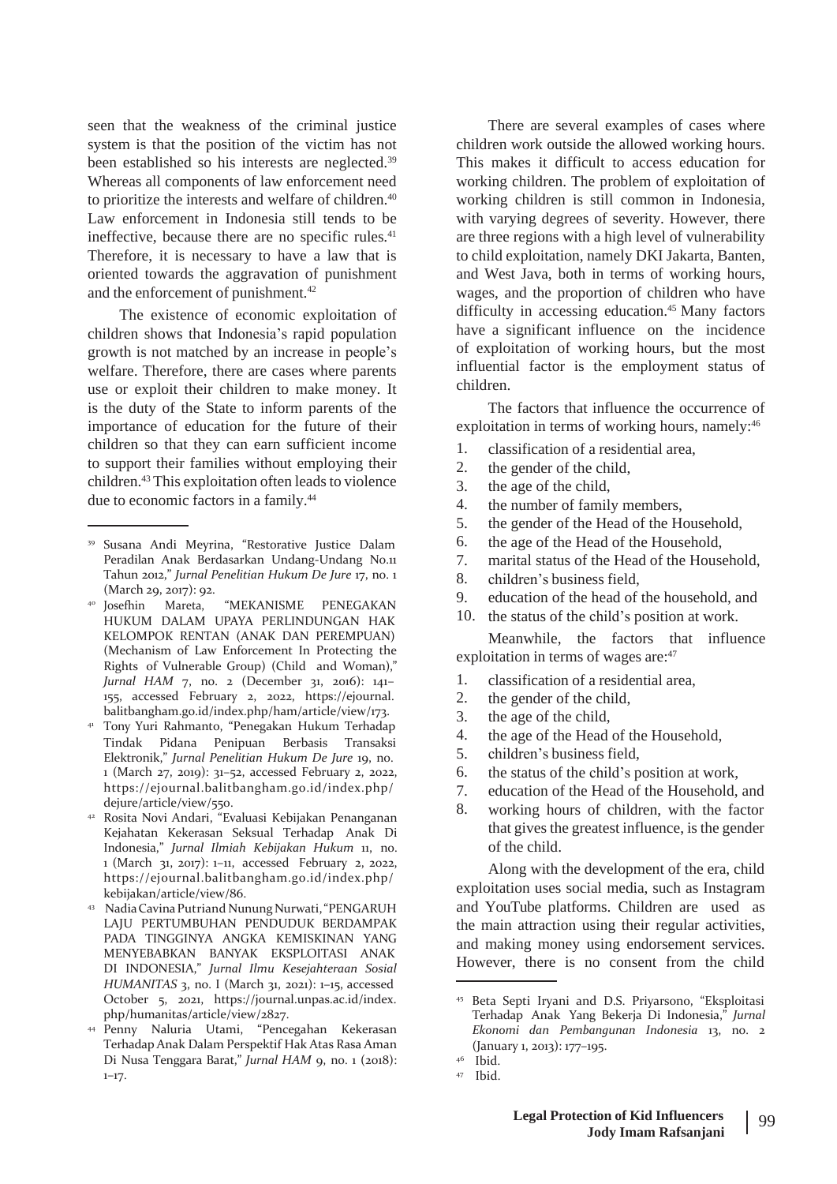seen that the weakness of the criminal justice system is that the position of the victim has not been established so his interests are neglected.[39] Whereas all components of law enforcement need to prioritize the interests and welfare of children.[40] Law enforcement in Indonesia still tends to be ineffective, because there are no specific rules.[41] Therefore, it is necessary to have a law that is oriented towards the aggravation of punishment and the enforcement of punishment.[42]

The existence of economic exploitation of children shows that Indonesia's rapid population growth is not matched by an increase in people's welfare. Therefore, there are cases where parents use or exploit their children to make money. It is the duty of the State to inform parents of the importance of education for the future of their children so that they can earn sufficient income to support their families without employing their children.[43] This exploitation often leads to violence due to economic factors in a family.[44]

There are several examples of cases where children work outside the allowed working hours. This makes it difficult to access education for working children. The problem of exploitation of working children is still common in Indonesia, with varying degrees of severity. However, there are three regions with a high level of vulnerability to child exploitation, namely DKI Jakarta, Banten, and West Java, both in terms of working hours, wages, and the proportion of children who have difficulty in accessing education.[45] Many factors have a significant influence on the incidence of exploitation of working hours, but the most influential factor is the employment status of children.

The factors that influence the occurrence of exploitation in terms of working hours, namely:[46]

1. classification of a residential area,
2. the gender of the child,
3. the age of the child,
4. the number of family members,
5. the gender of the Head of the Household,
6. the age of the Head of the Household,
7. marital status of the Head of the Household,
8. children's business field,
9. education of the head of the household, and
10. the status of the child's position at work.

Meanwhile, the factors that influence exploitation in terms of wages are:[47]

1. classification of a residential area,
2. the gender of the child,
3. the age of the child,
4. the age of the Head of the Household,
5. children's business field,
6. the status of the child's position at work,
7. education of the Head of the Household, and
8. working hours of children, with the factor that gives the greatest influence, is the gender of the child.

Along with the development of the era, child exploitation uses social media, such as Instagram and YouTube platforms. Children are used as the main attraction using their regular activities, and making money using endorsement services. However, there is no consent from the child

---

[39] Susana Andi Meyrina, "Restorative Justice Dalam Peradilan Anak Berdasarkan Undang-Undang No.11 Tahun 2012," *Jurnal Penelitian Hukum De Jure* 17, no. 1 (March 29, 2017): 92.

[40] Josefhin Mareta, "MEKANISME PENEGAKAN HUKUM DALAM UPAYA PERLINDUNGAN HAK KELOMPOK RENTAN (ANAK DAN PEREMPUAN) (Mechanism of Law Enforcement In Protecting the Rights of Vulnerable Group) (Child and Woman)," *Jurnal HAM* 7, no. 2 (December 31, 2016): 141–155, accessed February 2, 2022, https://ejournal.balitbangham.go.id/index.php/ham/article/view/173.

[41] Tony Yuri Rahmanto, "Penegakan Hukum Terhadap Tindak Pidana Penipuan Berbasis Transaksi Elektronik," *Jurnal Penelitian Hukum De Jure* 19, no. 1 (March 27, 2019): 31–52, accessed February 2, 2022, https://ejournal.balitbangham.go.id/index.php/dejure/article/view/550.

[42] Rosita Novi Andari, "Evaluasi Kebijakan Penanganan Kejahatan Kekerasan Seksual Terhadap Anak Di Indonesia," *Jurnal Ilmiah Kebijakan Hukum* 11, no. 1 (March 31, 2017): 1–11, accessed February 2, 2022, https://ejournal.balitbangham.go.id/index.php/kebijakan/article/view/86.

[43] Nadia Cavina Putriand Nunung Nurwati, "PENGARUH LAJU PERTUMBUHAN PENDUDUK BERDAMPAK PADA TINGGINYA ANGKA KEMISKINAN YANG MENYEBABKAN BANYAK EKSPLOITASI ANAK DI INDONESIA," *Jurnal Ilmu Kesejahteraan Sosial HUMANITAS* 3, no. I (March 31, 2021): 1–15, accessed October 5, 2021, https://journal.unpas.ac.id/index.php/humanitas/article/view/2827.

[44] Penny Naluria Utami, "Pencegahan Kekerasan Terhadap Anak Dalam Perspektif Hak Atas Rasa Aman Di Nusa Tenggara Barat," *Jurnal HAM* 9, no. 1 (2018): 1–17.

[45] Beta Septi Iryani and D.S. Priyarsono, "Eksploitasi Terhadap Anak Yang Bekerja Di Indonesia," *Jurnal Ekonomi dan Pembangunan Indonesia* 13, no. 2 (January 1, 2013): 177–195.

[46] Ibid.

[47] Ibid.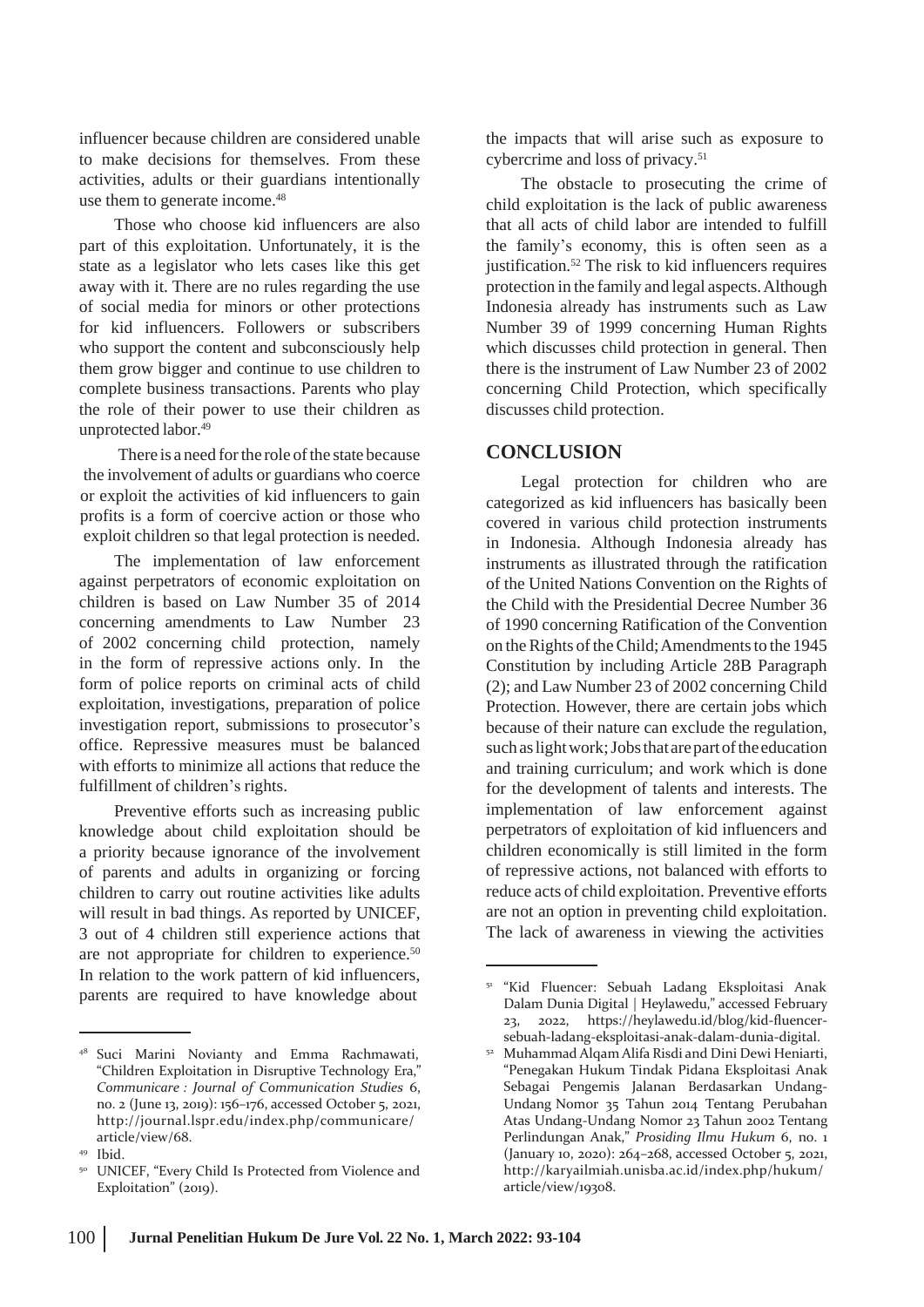influencer because children are considered unable to make decisions for themselves. From these activities, adults or their guardians intentionally use them to generate income.[48]

Those who choose kid influencers are also part of this exploitation. Unfortunately, it is the state as a legislator who lets cases like this get away with it. There are no rules regarding the use of social media for minors or other protections for kid influencers. Followers or subscribers who support the content and subconsciously help them grow bigger and continue to use children to complete business transactions. Parents who play the role of their power to use their children as unprotected labor.[49]

There is a need for the role of the state because the involvement of adults or guardians who coerce or exploit the activities of kid influencers to gain profits is a form of coercive action or those who exploit children so that legal protection is needed.

The implementation of law enforcement against perpetrators of economic exploitation on children is based on Law Number 35 of 2014 concerning amendments to Law Number 23 of 2002 concerning child protection, namely in the form of repressive actions only. In the form of police reports on criminal acts of child exploitation, investigations, preparation of police investigation report, submissions to prosecutor's office. Repressive measures must be balanced with efforts to minimize all actions that reduce the fulfillment of children's rights.

Preventive efforts such as increasing public knowledge about child exploitation should be a priority because ignorance of the involvement of parents and adults in organizing or forcing children to carry out routine activities like adults will result in bad things. As reported by UNICEF, 3 out of 4 children still experience actions that are not appropriate for children to experience.[50] In relation to the work pattern of kid influencers, parents are required to have knowledge about the impacts that will arise such as exposure to cybercrime and loss of privacy.[51]

The obstacle to prosecuting the crime of child exploitation is the lack of public awareness that all acts of child labor are intended to fulfill the family's economy, this is often seen as a justification.[52] The risk to kid influencers requires protection in the family and legal aspects. Although Indonesia already has instruments such as Law Number 39 of 1999 concerning Human Rights which discusses child protection in general. Then there is the instrument of Law Number 23 of 2002 concerning Child Protection, which specifically discusses child protection.

## CONCLUSION

Legal protection for children who are categorized as kid influencers has basically been covered in various child protection instruments in Indonesia. Although Indonesia already has instruments as illustrated through the ratification of the United Nations Convention on the Rights of the Child with the Presidential Decree Number 36 of 1990 concerning Ratification of the Convention on the Rights of the Child; Amendments to the 1945 Constitution by including Article 28B Paragraph (2); and Law Number 23 of 2002 concerning Child Protection. However, there are certain jobs which because of their nature can exclude the regulation, such as light work; Jobs that are part of the education and training curriculum; and work which is done for the development of talents and interests. The implementation of law enforcement against perpetrators of exploitation of kid influencers and children economically is still limited in the form of repressive actions, not balanced with efforts to reduce acts of child exploitation. Preventive efforts are not an option in preventing child exploitation. The lack of awareness in viewing the activities

---

[48] Suci Marini Novianty and Emma Rachmawati, "Children Exploitation in Disruptive Technology Era," *Communicare : Journal of Communication Studies* 6, no. 2 (June 13, 2019): 156–176, accessed October 5, 2021, http://journal.lspr.edu/index.php/communicare/article/view/68.

[49] Ibid.

[50] UNICEF, "Every Child Is Protected from Violence and Exploitation" (2019).

[51] "Kid Fluencer: Sebuah Ladang Eksploitasi Anak Dalam Dunia Digital | Heylawedu," accessed February 23, 2022, https://heylawedu.id/blog/kid-fluencer-sebuah-ladang-eksploitasi-anak-dalam-dunia-digital.

[52] Muhammad Alqam Alifa Risdi and Dini Dewi Heniarti, "Penegakan Hukum Tindak Pidana Eksploitasi Anak Sebagai Pengemis Jalanan Berdasarkan Undang-Undang Nomor 35 Tahun 2014 Tentang Perubahan Atas Undang-Undang Nomor 23 Tahun 2002 Tentang Perlindungan Anak," *Prosiding Ilmu Hukum* 6, no. 1 (January 10, 2020): 264–268, accessed October 5, 2021, http://karyailmiah.unisba.ac.id/index.php/hukum/article/view/19308.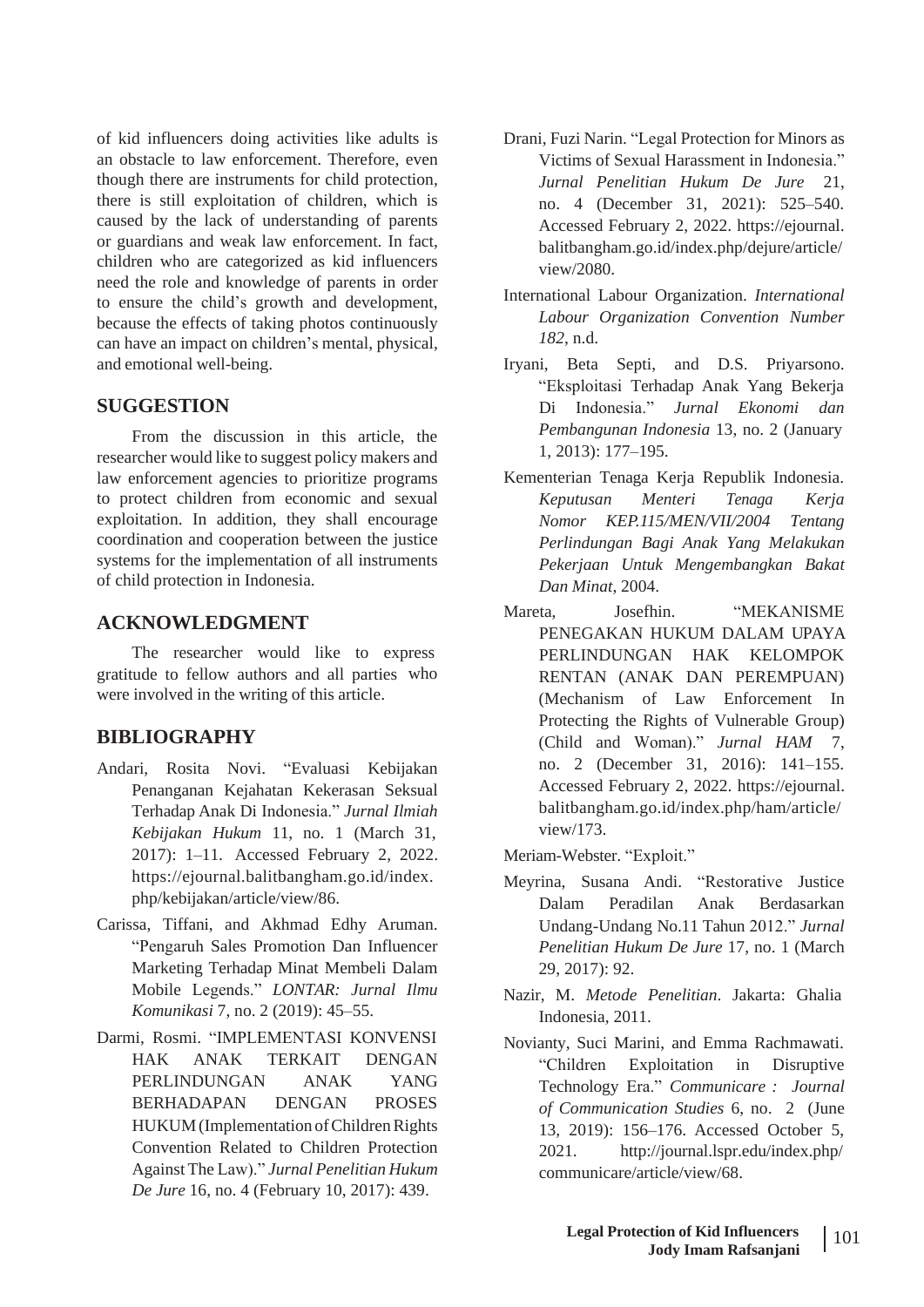of kid influencers doing activities like adults is an obstacle to law enforcement. Therefore, even though there are instruments for child protection, there is still exploitation of children, which is caused by the lack of understanding of parents or guardians and weak law enforcement. In fact, children who are categorized as kid influencers need the role and knowledge of parents in order to ensure the child's growth and development, because the effects of taking photos continuously can have an impact on children's mental, physical, and emotional well-being.

## SUGGESTION

From the discussion in this article, the researcher would like to suggest policy makers and law enforcement agencies to prioritize programs to protect children from economic and sexual exploitation. In addition, they shall encourage coordination and cooperation between the justice systems for the implementation of all instruments of child protection in Indonesia.

## ACKNOWLEDGMENT

The researcher would like to express gratitude to fellow authors and all parties who were involved in the writing of this article.

## BIBLIOGRAPHY

Andari, Rosita Novi. "Evaluasi Kebijakan Penanganan Kejahatan Kekerasan Seksual Terhadap Anak Di Indonesia." *Jurnal Ilmiah Kebijakan Hukum* 11, no. 1 (March 31, 2017): 1–11. Accessed February 2, 2022. https://ejournal.balitbangham.go.id/index.php/kebijakan/article/view/86.

Carissa, Tiffani, and Akhmad Edhy Aruman. "Pengaruh Sales Promotion Dan Influencer Marketing Terhadap Minat Membeli Dalam Mobile Legends." *LONTAR: Jurnal Ilmu Komunikasi* 7, no. 2 (2019): 45–55.

Darmi, Rosmi. "IMPLEMENTASI KONVENSI HAK ANAK TERKAIT DENGAN PERLINDUNGAN ANAK YANG BERHADAPAN DENGAN PROSES HUKUM (Implementation of Children Rights Convention Related to Children Protection Against The Law)." *Jurnal Penelitian Hukum De Jure* 16, no. 4 (February 10, 2017): 439.

Drani, Fuzi Narin. "Legal Protection for Minors as Victims of Sexual Harassment in Indonesia." *Jurnal Penelitian Hukum De Jure* 21, no. 4 (December 31, 2021): 525–540. Accessed February 2, 2022. https://ejournal.balitbangham.go.id/index.php/dejure/article/view/2080.

International Labour Organization. *International Labour Organization Convention Number 182*, n.d.

Iryani, Beta Septi, and D.S. Priyarsono. "Eksploitasi Terhadap Anak Yang Bekerja Di Indonesia." *Jurnal Ekonomi dan Pembangunan Indonesia* 13, no. 2 (January 1, 2013): 177–195.

Kementerian Tenaga Kerja Republik Indonesia. *Keputusan Menteri Tenaga Kerja Nomor KEP.115/MEN/VII/2004 Tentang Perlindungan Bagi Anak Yang Melakukan Pekerjaan Untuk Mengembangkan Bakat Dan Minat*, 2004.

Mareta, Josefhin. "MEKANISME PENEGAKAN HUKUM DALAM UPAYA PERLINDUNGAN HAK KELOMPOK RENTAN (ANAK DAN PEREMPUAN) (Mechanism of Law Enforcement In Protecting the Rights of Vulnerable Group) (Child and Woman)." *Jurnal HAM* 7, no. 2 (December 31, 2016): 141–155. Accessed February 2, 2022. https://ejournal.balitbangham.go.id/index.php/ham/article/view/173.

Meriam-Webster. "Exploit."

Meyrina, Susana Andi. "Restorative Justice Dalam Peradilan Anak Berdasarkan Undang-Undang No.11 Tahun 2012." *Jurnal Penelitian Hukum De Jure* 17, no. 1 (March 29, 2017): 92.

Nazir, M. *Metode Penelitian*. Jakarta: Ghalia Indonesia, 2011.

Novianty, Suci Marini, and Emma Rachmawati. "Children Exploitation in Disruptive Technology Era." *Communicare : Journal of Communication Studies* 6, no. 2 (June 13, 2019): 156–176. Accessed October 5, 2021. http://journal.lspr.edu/index.php/communicare/article/view/68.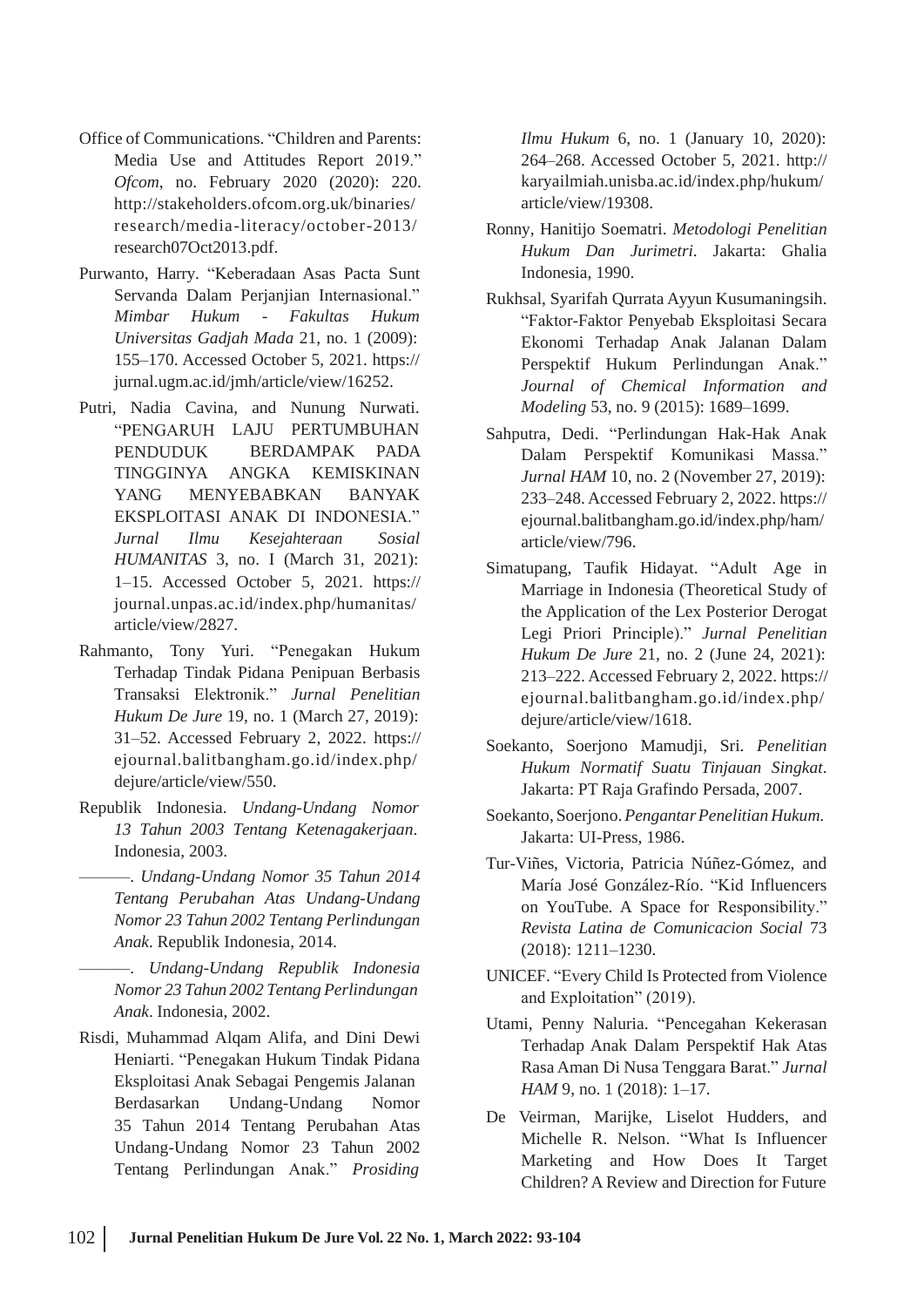Office of Communications. “Children and Parents: Media Use and Attitudes Report 2019.” *Ofcom*, no. February 2020 (2020): 220. http://stakeholders.ofcom.org.uk/binaries/research/media-literacy/october-2013/research07Oct2013.pdf.

Purwanto, Harry. “Keberadaan Asas Pacta Sunt Servanda Dalam Perjanjian Internasional.” *Mimbar Hukum - Fakultas Hukum Universitas Gadjah Mada* 21, no. 1 (2009): 155–170. Accessed October 5, 2021. https://jurnal.ugm.ac.id/jmh/article/view/16252.

Putri, Nadia Cavina, and Nunung Nurwati. “PENGARUH LAJU PERTUMBUHAN PENDUDUK BERDAMPAK PADA TINGGINYA ANGKA KEMISKINAN YANG MENYEBABKAN BANYAK EKSPLOITASI ANAK DI INDONESIA.” *Jurnal Ilmu Kesejahteraan Sosial HUMANITAS* 3, no. I (March 31, 2021): 1–15. Accessed October 5, 2021. https://journal.unpas.ac.id/index.php/humanitas/article/view/2827.

Rahmanto, Tony Yuri. “Penegakan Hukum Terhadap Tindak Pidana Penipuan Berbasis Transaksi Elektronik.” *Jurnal Penelitian Hukum De Jure* 19, no. 1 (March 27, 2019): 31–52. Accessed February 2, 2022. https://ejournal.balitbangham.go.id/index.php/dejure/article/view/550.

Republik Indonesia. *Undang-Undang Nomor 13 Tahun 2003 Tentang Ketenagakerjaan*. Indonesia, 2003.

———. *Undang-Undang Nomor 35 Tahun 2014 Tentang Perubahan Atas Undang-Undang Nomor 23 Tahun 2002 Tentang Perlindungan Anak*. Republik Indonesia, 2014.

———. *Undang-Undang Republik Indonesia Nomor 23 Tahun 2002 Tentang Perlindungan Anak*. Indonesia, 2002.

Risdi, Muhammad Alqam Alifa, and Dini Dewi Heniarti. “Penegakan Hukum Tindak Pidana Eksploitasi Anak Sebagai Pengemis Jalanan Berdasarkan Undang-Undang Nomor 35 Tahun 2014 Tentang Perubahan Atas Undang-Undang Nomor 23 Tahun 2002 Tentang Perlindungan Anak.” *Prosiding Ilmu Hukum* 6, no. 1 (January 10, 2020): 264–268. Accessed October 5, 2021. http://karyailmiah.unisba.ac.id/index.php/hukum/article/view/19308.

Ronny, Hanitijo Soematri. *Metodologi Penelitian Hukum Dan Jurimetri*. Jakarta: Ghalia Indonesia, 1990.

Rukhsal, Syarifah Qurrata Ayyun Kusumaningsih. “Faktor-Faktor Penyebab Eksploitasi Secara Ekonomi Terhadap Anak Jalanan Dalam Perspektif Hukum Perlindungan Anak.” *Journal of Chemical Information and Modeling* 53, no. 9 (2015): 1689–1699.

Sahputra, Dedi. “Perlindungan Hak-Hak Anak Dalam Perspektif Komunikasi Massa.” *Jurnal HAM* 10, no. 2 (November 27, 2019): 233–248. Accessed February 2, 2022. https://ejournal.balitbangham.go.id/index.php/ham/article/view/796.

Simatupang, Taufik Hidayat. “Adult Age in Marriage in Indonesia (Theoretical Study of the Application of the Lex Posterior Derogat Legi Priori Principle).” *Jurnal Penelitian Hukum De Jure* 21, no. 2 (June 24, 2021): 213–222. Accessed February 2, 2022. https://ejournal.balitbangham.go.id/index.php/dejure/article/view/1618.

Soekanto, Soerjono Mamudji, Sri. *Penelitian Hukum Normatif Suatu Tinjauan Singkat*. Jakarta: PT Raja Grafindo Persada, 2007.

Soekanto, Soerjono. *Pengantar Penelitian Hukum*. Jakarta: UI-Press, 1986.

Tur-Viñes, Victoria, Patricia Núñez-Gómez, and María José González-Río. “Kid Influencers on YouTube. A Space for Responsibility.” *Revista Latina de Comunicacion Social* 73 (2018): 1211–1230.

UNICEF. “Every Child Is Protected from Violence and Exploitation” (2019).

Utami, Penny Naluria. “Pencegahan Kekerasan Terhadap Anak Dalam Perspektif Hak Atas Rasa Aman Di Nusa Tenggara Barat.” *Jurnal HAM* 9, no. 1 (2018): 1–17.

De Veirman, Marijke, Liselot Hudders, and Michelle R. Nelson. “What Is Influencer Marketing and How Does It Target Children? A Review and Direction for Future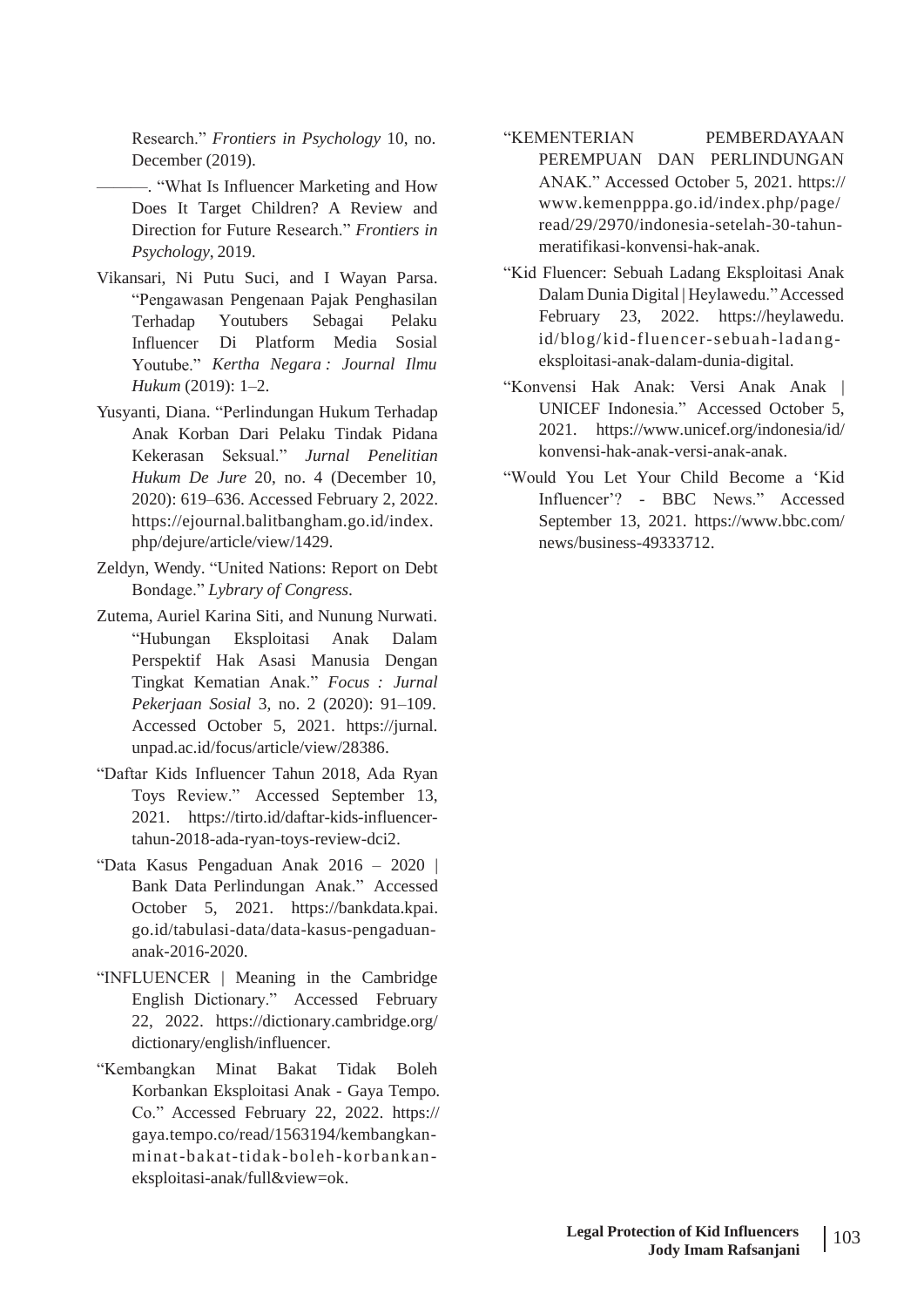Research." *Frontiers in Psychology* 10, no. December (2019).

———. "What Is Influencer Marketing and How Does It Target Children? A Review and Direction for Future Research." *Frontiers in Psychology*, 2019.

Vikansari, Ni Putu Suci, and I Wayan Parsa. "Pengawasan Pengenaan Pajak Penghasilan Terhadap Youtubers Sebagai Pelaku Influencer Di Platform Media Sosial Youtube." *Kertha Negara : Journal Ilmu Hukum* (2019): 1–2.

Yusyanti, Diana. "Perlindungan Hukum Terhadap Anak Korban Dari Pelaku Tindak Pidana Kekerasan Seksual." *Jurnal Penelitian Hukum De Jure* 20, no. 4 (December 10, 2020): 619–636. Accessed February 2, 2022. https://ejournal.balitbangham.go.id/index.php/dejure/article/view/1429.

Zeldyn, Wendy. "United Nations: Report on Debt Bondage." *Lybrary of Congress*.

Zutema, Auriel Karina Siti, and Nunung Nurwati. "Hubungan Eksploitasi Anak Dalam Perspektif Hak Asasi Manusia Dengan Tingkat Kematian Anak." *Focus : Jurnal Pekerjaan Sosial* 3, no. 2 (2020): 91–109. Accessed October 5, 2021. https://jurnal.unpad.ac.id/focus/article/view/28386.

"Daftar Kids Influencer Tahun 2018, Ada Ryan Toys Review." Accessed September 13, 2021. https://tirto.id/daftar-kids-influencer-tahun-2018-ada-ryan-toys-review-dci2.

"Data Kasus Pengaduan Anak 2016 – 2020 | Bank Data Perlindungan Anak." Accessed October 5, 2021. https://bankdata.kpai.go.id/tabulasi-data/data-kasus-pengaduan-anak-2016-2020.

"INFLUENCER | Meaning in the Cambridge English Dictionary." Accessed February 22, 2022. https://dictionary.cambridge.org/dictionary/english/influencer.

"Kembangkan Minat Bakat Tidak Boleh Korbankan Eksploitasi Anak - Gaya Tempo.Co." Accessed February 22, 2022. https://gaya.tempo.co/read/1563194/kembangkan-minat-bakat-tidak-boleh-korbankan-eksploitasi-anak/full&view=ok.

"KEMENTERIAN PEMBERDAYAAN PEREMPUAN DAN PERLINDUNGAN ANAK." Accessed October 5, 2021. https://www.kemenpppa.go.id/index.php/page/read/29/2970/indonesia-setelah-30-tahun-meratifikasi-konvensi-hak-anak.

"Kid Fluencer: Sebuah Ladang Eksploitasi Anak Dalam Dunia Digital | Heylawedu." Accessed February 23, 2022. https://heylawedu.id/blog/kid-fluencer-sebuah-ladang-eksploitasi-anak-dalam-dunia-digital.

"Konvensi Hak Anak: Versi Anak Anak | UNICEF Indonesia." Accessed October 5, 2021. https://www.unicef.org/indonesia/id/konvensi-hak-anak-versi-anak-anak.

"Would You Let Your Child Become a 'Kid Influencer'? - BBC News." Accessed September 13, 2021. https://www.bbc.com/news/business-49333712.